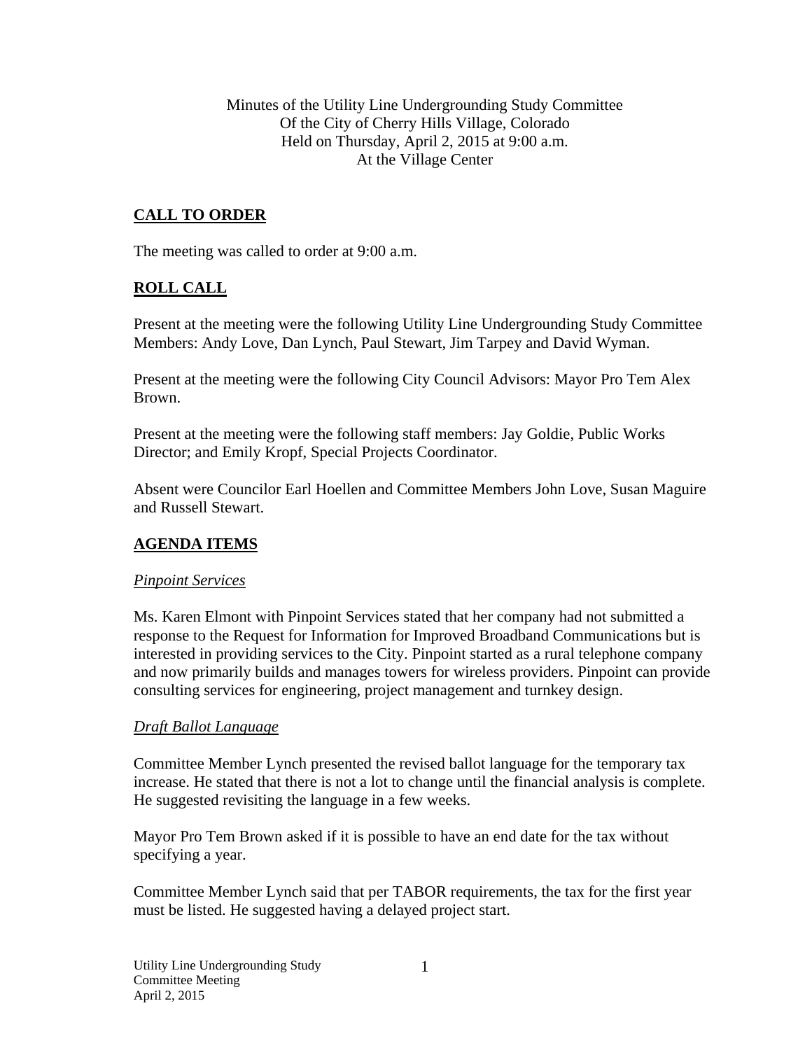Minutes of the Utility Line Undergrounding Study Committee
Of the City of Cherry Hills Village, Colorado
Held on Thursday, April 2, 2015 at 9:00 a.m.
At the Village Center

## CALL TO ORDER

The meeting was called to order at 9:00 a.m.

## ROLL CALL

Present at the meeting were the following Utility Line Undergrounding Study Committee Members: Andy Love, Dan Lynch, Paul Stewart, Jim Tarpey and David Wyman.

Present at the meeting were the following City Council Advisors: Mayor Pro Tem Alex Brown.

Present at the meeting were the following staff members: Jay Goldie, Public Works Director; and Emily Kropf, Special Projects Coordinator.

Absent were Councilor Earl Hoellen and Committee Members John Love, Susan Maguire and Russell Stewart.

## AGENDA ITEMS

### *Pinpoint Services*

Ms. Karen Elmont with Pinpoint Services stated that her company had not submitted a response to the Request for Information for Improved Broadband Communications but is interested in providing services to the City. Pinpoint started as a rural telephone company and now primarily builds and manages towers for wireless providers. Pinpoint can provide consulting services for engineering, project management and turnkey design.

### *Draft Ballot Language*

Committee Member Lynch presented the revised ballot language for the temporary tax increase. He stated that there is not a lot to change until the financial analysis is complete. He suggested revisiting the language in a few weeks.

Mayor Pro Tem Brown asked if it is possible to have an end date for the tax without specifying a year.

Committee Member Lynch said that per TABOR requirements, the tax for the first year must be listed. He suggested having a delayed project start.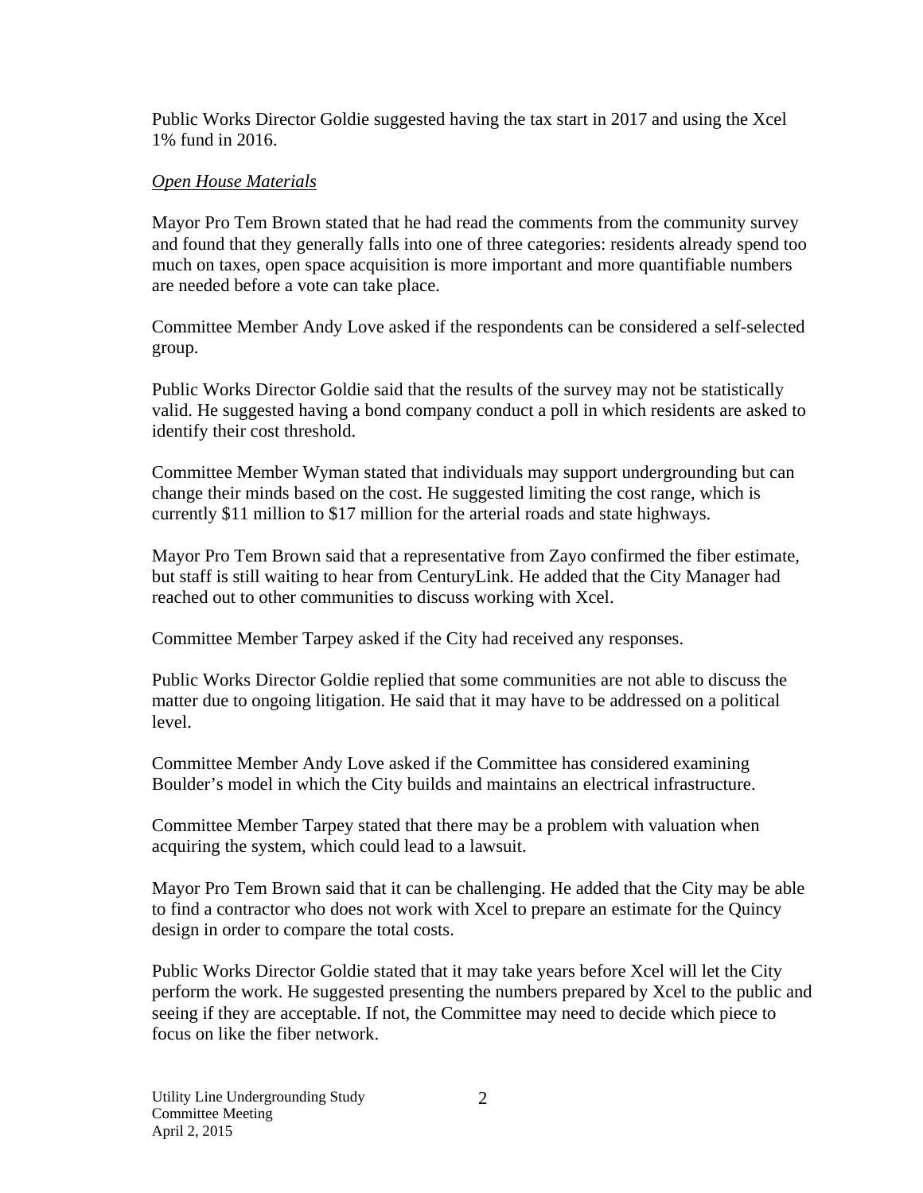Public Works Director Goldie suggested having the tax start in 2017 and using the Xcel 1% fund in 2016.

*Open House Materials*

Mayor Pro Tem Brown stated that he had read the comments from the community survey and found that they generally falls into one of three categories: residents already spend too much on taxes, open space acquisition is more important and more quantifiable numbers are needed before a vote can take place.

Committee Member Andy Love asked if the respondents can be considered a self-selected group.

Public Works Director Goldie said that the results of the survey may not be statistically valid. He suggested having a bond company conduct a poll in which residents are asked to identify their cost threshold.

Committee Member Wyman stated that individuals may support undergrounding but can change their minds based on the cost. He suggested limiting the cost range, which is currently $11 million to $17 million for the arterial roads and state highways.

Mayor Pro Tem Brown said that a representative from Zayo confirmed the fiber estimate, but staff is still waiting to hear from CenturyLink. He added that the City Manager had reached out to other communities to discuss working with Xcel.

Committee Member Tarpey asked if the City had received any responses.

Public Works Director Goldie replied that some communities are not able to discuss the matter due to ongoing litigation. He said that it may have to be addressed on a political level.

Committee Member Andy Love asked if the Committee has considered examining Boulder's model in which the City builds and maintains an electrical infrastructure.

Committee Member Tarpey stated that there may be a problem with valuation when acquiring the system, which could lead to a lawsuit.

Mayor Pro Tem Brown said that it can be challenging. He added that the City may be able to find a contractor who does not work with Xcel to prepare an estimate for the Quincy design in order to compare the total costs.

Public Works Director Goldie stated that it may take years before Xcel will let the City perform the work. He suggested presenting the numbers prepared by Xcel to the public and seeing if they are acceptable. If not, the Committee may need to decide which piece to focus on like the fiber network.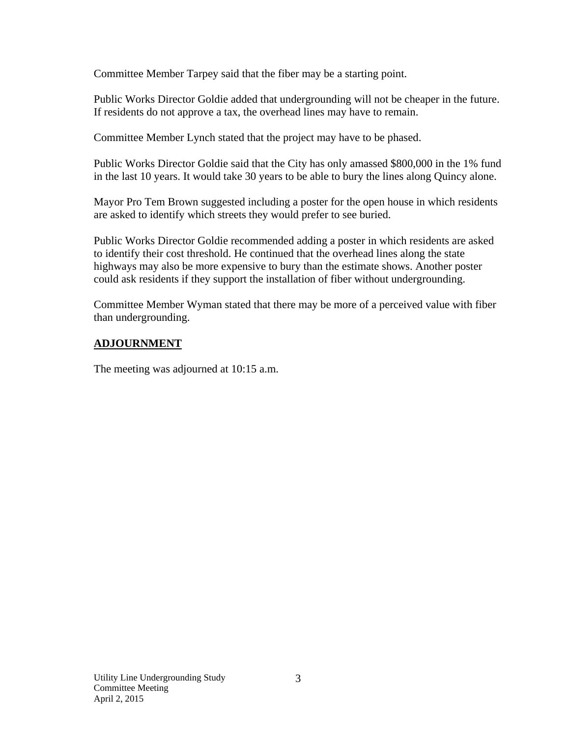Committee Member Tarpey said that the fiber may be a starting point.

Public Works Director Goldie added that undergrounding will not be cheaper in the future. If residents do not approve a tax, the overhead lines may have to remain.

Committee Member Lynch stated that the project may have to be phased.

Public Works Director Goldie said that the City has only amassed $800,000 in the 1% fund in the last 10 years. It would take 30 years to be able to bury the lines along Quincy alone.

Mayor Pro Tem Brown suggested including a poster for the open house in which residents are asked to identify which streets they would prefer to see buried.

Public Works Director Goldie recommended adding a poster in which residents are asked to identify their cost threshold. He continued that the overhead lines along the state highways may also be more expensive to bury than the estimate shows. Another poster could ask residents if they support the installation of fiber without undergrounding.

Committee Member Wyman stated that there may be more of a perceived value with fiber than undergrounding.

## ADJOURNMENT

The meeting was adjourned at 10:15 a.m.